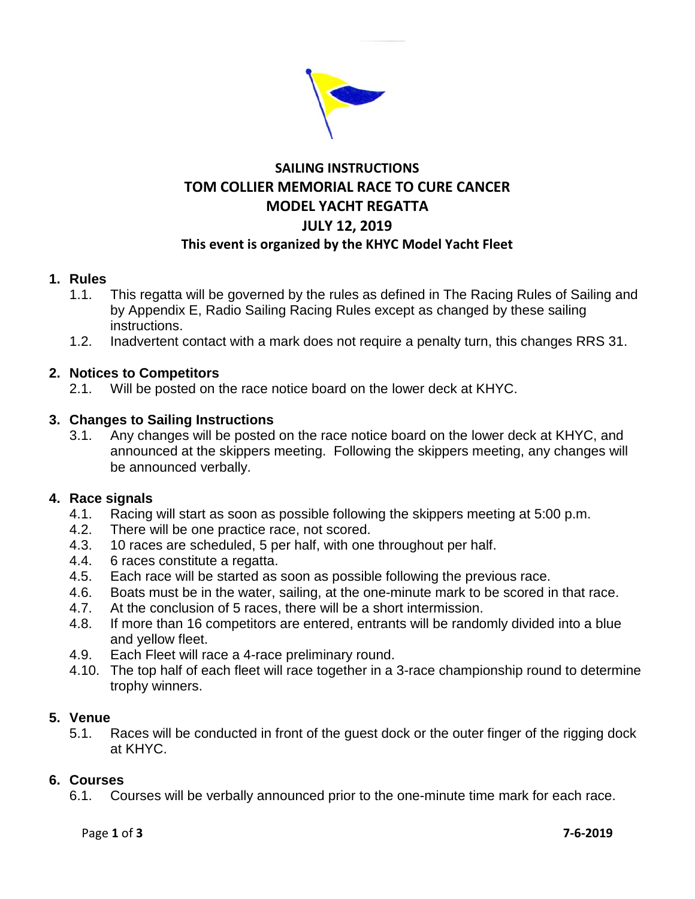# SAILING INSTRUCTIONS
# TOM COLLIER MEMORIAL RACE TO CURE CANCER
# MODEL YACHT REGATTA
# JULY 12, 2019

**This event is organized by the KHYC Model Yacht Fleet**

## 1. Rules

1.1. This regatta will be governed by the rules as defined in The Racing Rules of Sailing and by Appendix E, Radio Sailing Racing Rules except as changed by these sailing instructions.

1.2. Inadvertent contact with a mark does not require a penalty turn, this changes RRS 31.

## 2. Notices to Competitors

2.1. Will be posted on the race notice board on the lower deck at KHYC.

## 3. Changes to Sailing Instructions

3.1. Any changes will be posted on the race notice board on the lower deck at KHYC, and announced at the skippers meeting. Following the skippers meeting, any changes will be announced verbally.

## 4. Race signals

4.1. Racing will start as soon as possible following the skippers meeting at 5:00 p.m.

4.2. There will be one practice race, not scored.

4.3. 10 races are scheduled, 5 per half, with one throughout per half.

4.4. 6 races constitute a regatta.

4.5. Each race will be started as soon as possible following the previous race.

4.6. Boats must be in the water, sailing, at the one-minute mark to be scored in that race.

4.7. At the conclusion of 5 races, there will be a short intermission.

4.8. If more than 16 competitors are entered, entrants will be randomly divided into a blue and yellow fleet.

4.9. Each Fleet will race a 4-race preliminary round.

4.10. The top half of each fleet will race together in a 3-race championship round to determine trophy winners.

## 5. Venue

5.1. Races will be conducted in front of the guest dock or the outer finger of the rigging dock at KHYC.

## 6. Courses

6.1. Courses will be verbally announced prior to the one-minute time mark for each race.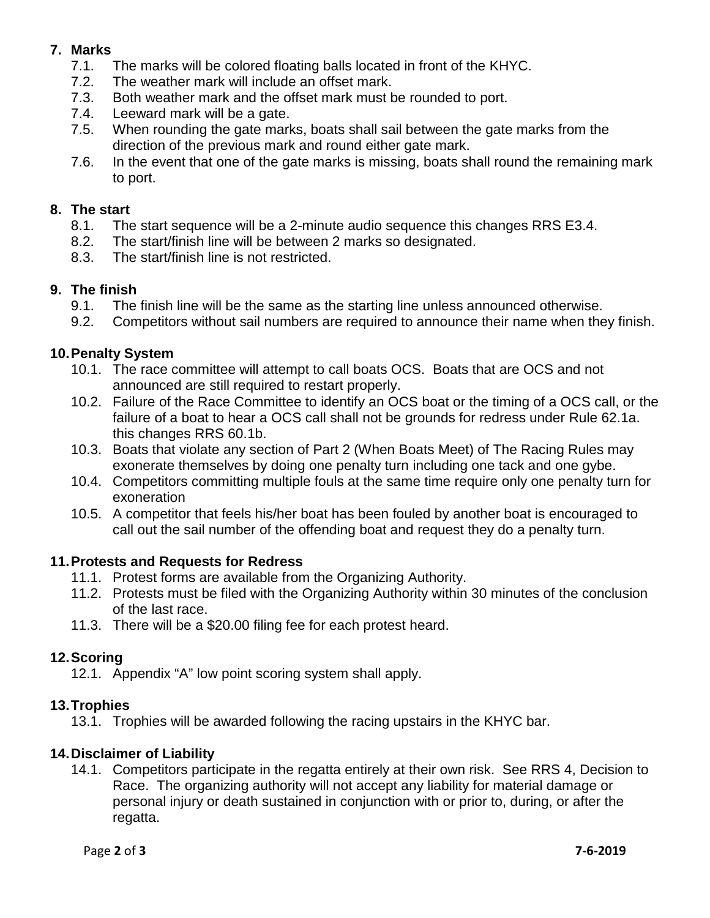## 7. Marks

- 7.1. The marks will be colored floating balls located in front of the KHYC.
- 7.2. The weather mark will include an offset mark.
- 7.3. Both weather mark and the offset mark must be rounded to port.
- 7.4. Leeward mark will be a gate.
- 7.5. When rounding the gate marks, boats shall sail between the gate marks from the direction of the previous mark and round either gate mark.
- 7.6. In the event that one of the gate marks is missing, boats shall round the remaining mark to port.

## 8. The start

- 8.1. The start sequence will be a 2-minute audio sequence this changes RRS E3.4.
- 8.2. The start/finish line will be between 2 marks so designated.
- 8.3. The start/finish line is not restricted.

## 9. The finish

- 9.1. The finish line will be the same as the starting line unless announced otherwise.
- 9.2. Competitors without sail numbers are required to announce their name when they finish.

## 10. Penalty System

- 10.1. The race committee will attempt to call boats OCS. Boats that are OCS and not announced are still required to restart properly.
- 10.2. Failure of the Race Committee to identify an OCS boat or the timing of a OCS call, or the failure of a boat to hear a OCS call shall not be grounds for redress under Rule 62.1a. this changes RRS 60.1b.
- 10.3. Boats that violate any section of Part 2 (When Boats Meet) of The Racing Rules may exonerate themselves by doing one penalty turn including one tack and one gybe.
- 10.4. Competitors committing multiple fouls at the same time require only one penalty turn for exoneration
- 10.5. A competitor that feels his/her boat has been fouled by another boat is encouraged to call out the sail number of the offending boat and request they do a penalty turn.

## 11. Protests and Requests for Redress

- 11.1. Protest forms are available from the Organizing Authority.
- 11.2. Protests must be filed with the Organizing Authority within 30 minutes of the conclusion of the last race.
- 11.3. There will be a $20.00 filing fee for each protest heard.

## 12. Scoring

- 12.1. Appendix "A" low point scoring system shall apply.

## 13. Trophies

- 13.1. Trophies will be awarded following the racing upstairs in the KHYC bar.

## 14. Disclaimer of Liability

- 14.1. Competitors participate in the regatta entirely at their own risk. See RRS 4, Decision to Race. The organizing authority will not accept any liability for material damage or personal injury or death sustained in conjunction with or prior to, during, or after the regatta.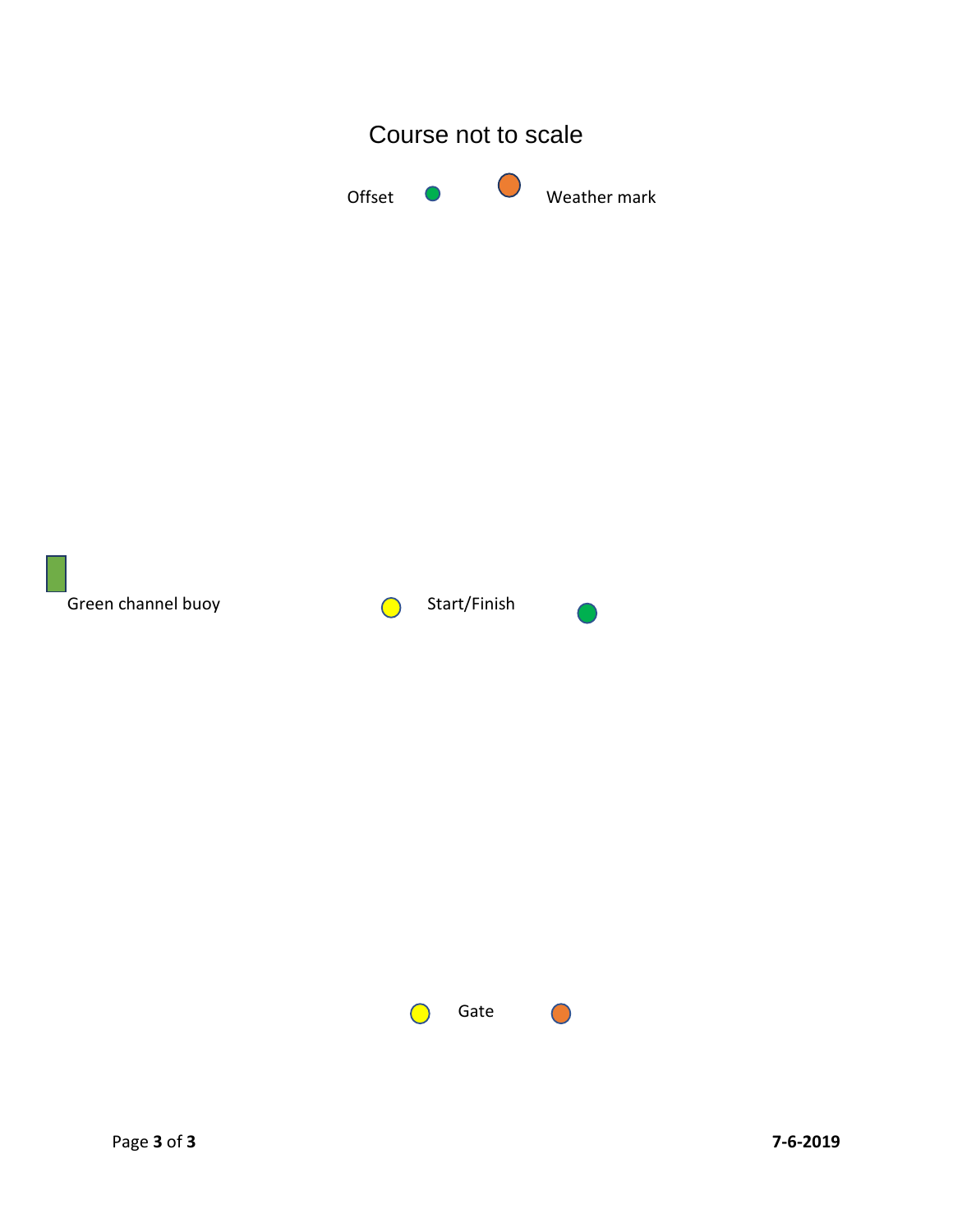Course not to scale

Offset

Weather mark

Green channel buoy

Start/Finish

Gate